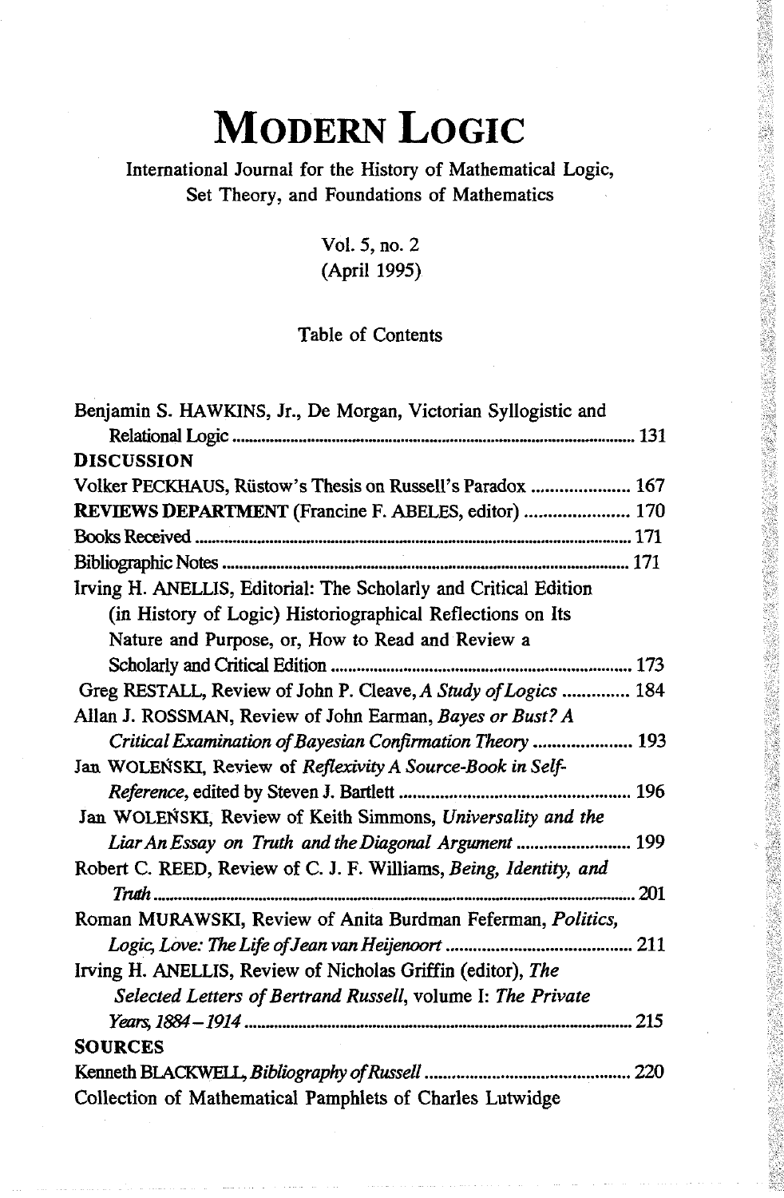# MODERN LOGIC

International Journal for the History of Mathematical Logic, Set Theory, and Foundations of Mathematics

Vol. 5, no. 2
(April 1995)

Table of Contents

Benjamin S. HAWKINS, Jr., De Morgan, Victorian Syllogistic and Relational Logic ..... 131

**DISCUSSION**

Volker PECKHAUS, Rüstow's Thesis on Russell's Paradox ..... 167

**REVIEWS DEPARTMENT** (Francine F. ABELES, editor) ..... 170

Books Received ..... 171

Bibliographic Notes ..... 171

Irving H. ANELLIS, Editorial: The Scholarly and Critical Edition (in History of Logic) Historiographical Reflections on Its Nature and Purpose, or, How to Read and Review a Scholarly and Critical Edition ..... 173

Greg RESTALL, Review of John P. Cleave, *A Study of Logics* ..... 184

Allan J. ROSSMAN, Review of John Earman, *Bayes or Bust? A Critical Examination of Bayesian Confirmation Theory* ..... 193

Jan WOLEŃSKI, Review of *Reflexivity A Source-Book in Self-Reference*, edited by Steven J. Bartlett ..... 196

Jan WOLEŃSKI, Review of Keith Simmons, *Universality and the Liar An Essay on Truth and the Diagonal Argument* ..... 199

Robert C. REED, Review of C. J. F. Williams, *Being, Identity, and Truth* ..... 201

Roman MURAWSKI, Review of Anita Burdman Feferman, *Politics, Logic, Love: The Life of Jean van Heijenoort* ..... 211

Irving H. ANELLIS, Review of Nicholas Griffin (editor), *The Selected Letters of Bertrand Russell*, volume I: *The Private Years, 1884 – 1914* ..... 215

**SOURCES**

Kenneth BLACKWELL, *Bibliography of Russell* ..... 220

Collection of Mathematical Pamphlets of Charles Lutwidge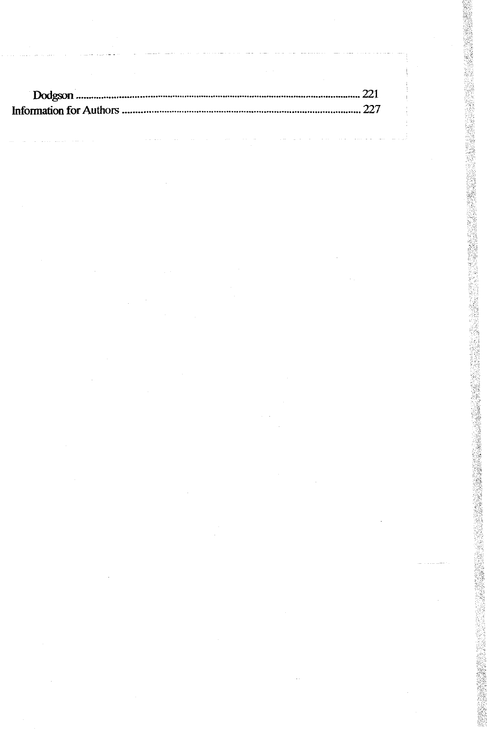Dodgson ........................................................................................................ 221

Information for Authors ......................................................................................... 227